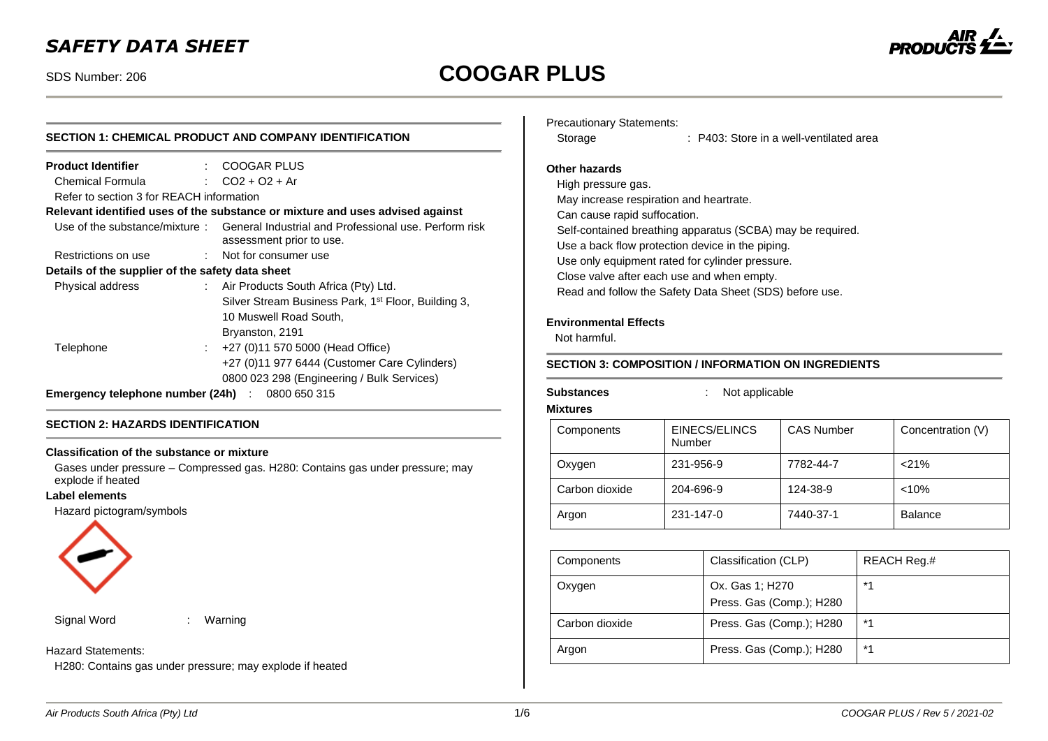# SAFETY DATA SHEET

SDS Number: 206

# COOGAR PLUS

## SECTION 1: CHEMICAL PRODUCT AND COMPANY IDENTIFICATION

**Product Identifier** : COOGAR PLUS

Chemical Formula : $CO_2 + O_2 + Ar$

Refer to section 3 for REACH information

**Relevant identified uses of the substance or mixture and uses advised against**

Use of the substance/mixture : General Industrial and Professional use. Perform risk assessment prior to use.

Restrictions on use : Not for consumer use

**Details of the supplier of the safety data sheet**

Physical address : Air Products South Africa (Pty) Ltd.
Silver Stream Business Park, 1st Floor, Building 3,
10 Muswell Road South,
Bryanston, 2191

Telephone : +27 (0)11 570 5000 (Head Office)
+27 (0)11 977 6444 (Customer Care Cylinders)
0800 023 298 (Engineering / Bulk Services)

**Emergency telephone number (24h)** : 0800 650 315

## SECTION 2: HAZARDS IDENTIFICATION

**Classification of the substance or mixture**

Gases under pressure – Compressed gas. H280: Contains gas under pressure; may explode if heated

**Label elements**

Hazard pictogram/symbols

Signal Word : Warning

Hazard Statements:

H280: Contains gas under pressure; may explode if heated

Precautionary Statements:

Storage : P403: Store in a well-ventilated area

**Other hazards**

High pressure gas.
May increase respiration and heartrate.
Can cause rapid suffocation.
Self-contained breathing apparatus (SCBA) may be required.
Use a back flow protection device in the piping.
Use only equipment rated for cylinder pressure.
Close valve after each use and when empty.
Read and follow the Safety Data Sheet (SDS) before use.

**Environmental Effects**

Not harmful.

## SECTION 3: COMPOSITION / INFORMATION ON INGREDIENTS

**Substances** : Not applicable

**Mixtures**

| Components | EINECS/ELINCS Number | CAS Number | Concentration (V) |
|---|---|---|---|
| Oxygen | 231-956-9 | 7782-44-7 | <21% |
| Carbon dioxide | 204-696-9 | 124-38-9 | <10% |
| Argon | 231-147-0 | 7440-37-1 | Balance |

| Components | Classification (CLP) | REACH Reg.# |
|---|---|---|
| Oxygen | Ox. Gas 1; H270<br>Press. Gas (Comp.); H280 | *1 |
| Carbon dioxide | Press. Gas (Comp.); H280 | *1 |
| Argon | Press. Gas (Comp.); H280 | *1 |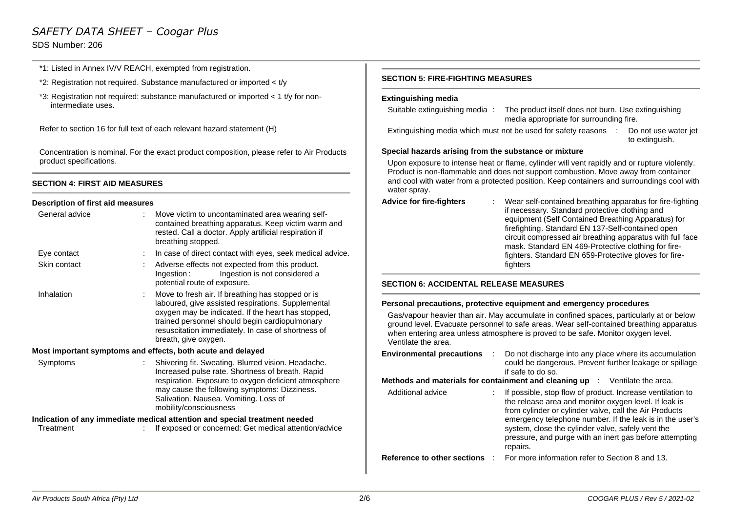*1: Listed in Annex IV/V REACH, exempted from registration.

*2: Registration not required. Substance manufactured or imported < t/y

*3: Registration not required: substance manufactured or imported < 1 t/y for non-intermediate uses.

Refer to section 16 for full text of each relevant hazard statement (H)

Concentration is nominal. For the exact product composition, please refer to Air Products product specifications.

## SECTION 4: FIRST AID MEASURES

### Description of first aid measures

**General advice** : Move victim to uncontaminated area wearing self-contained breathing apparatus. Keep victim warm and rested. Call a doctor. Apply artificial respiration if breathing stopped.

**Eye contact** : In case of direct contact with eyes, seek medical advice.

**Skin contact** : Adverse effects not expected from this product. Ingestion : Ingestion is not considered a potential route of exposure.

**Inhalation** : Move to fresh air. If breathing has stopped or is laboured, give assisted respirations. Supplemental oxygen may be indicated. If the heart has stopped, trained personnel should begin cardiopulmonary resuscitation immediately. In case of shortness of breath, give oxygen.

### Most important symptoms and effects, both acute and delayed

**Symptoms** : Shivering fit. Sweating. Blurred vision. Headache. Increased pulse rate. Shortness of breath. Rapid respiration. Exposure to oxygen deficient atmosphere may cause the following symptoms: Dizziness. Salivation. Nausea. Vomiting. Loss of mobility/consciousness

### Indication of any immediate medical attention and special treatment needed

**Treatment** : If exposed or concerned: Get medical attention/advice

## SECTION 5: FIRE-FIGHTING MEASURES

### Extinguishing media

**Suitable extinguishing media** : The product itself does not burn. Use extinguishing media appropriate for surrounding fire.

**Extinguishing media which must not be used for safety reasons** : Do not use water jet to extinguish.

### Special hazards arising from the substance or mixture

Upon exposure to intense heat or flame, cylinder will vent rapidly and or rupture violently. Product is non-flammable and does not support combustion. Move away from container and cool with water from a protected position. Keep containers and surroundings cool with water spray.

**Advice for fire-fighters** : Wear self-contained breathing apparatus for fire-fighting if necessary. Standard protective clothing and equipment (Self Contained Breathing Apparatus) for firefighting. Standard EN 137-Self-contained open circuit compressed air breathing apparatus with full face mask. Standard EN 469-Protective clothing for fire-fighters. Standard EN 659-Protective gloves for fire-fighters

## SECTION 6: ACCIDENTAL RELEASE MEASURES

### Personal precautions, protective equipment and emergency procedures

Gas/vapour heavier than air. May accumulate in confined spaces, particularly at or below ground level. Evacuate personnel to safe areas. Wear self-contained breathing apparatus when entering area unless atmosphere is proved to be safe. Monitor oxygen level. Ventilate the area.

**Environmental precautions** : Do not discharge into any place where its accumulation could be dangerous. Prevent further leakage or spillage if safe to do so.

**Methods and materials for containment and cleaning up** : Ventilate the area.

**Additional advice** : If possible, stop flow of product. Increase ventilation to the release area and monitor oxygen level. If leak is from cylinder or cylinder valve, call the Air Products emergency telephone number. If the leak is in the user's system, close the cylinder valve, safely vent the pressure, and purge with an inert gas before attempting repairs.

**Reference to other sections** : For more information refer to Section 8 and 13.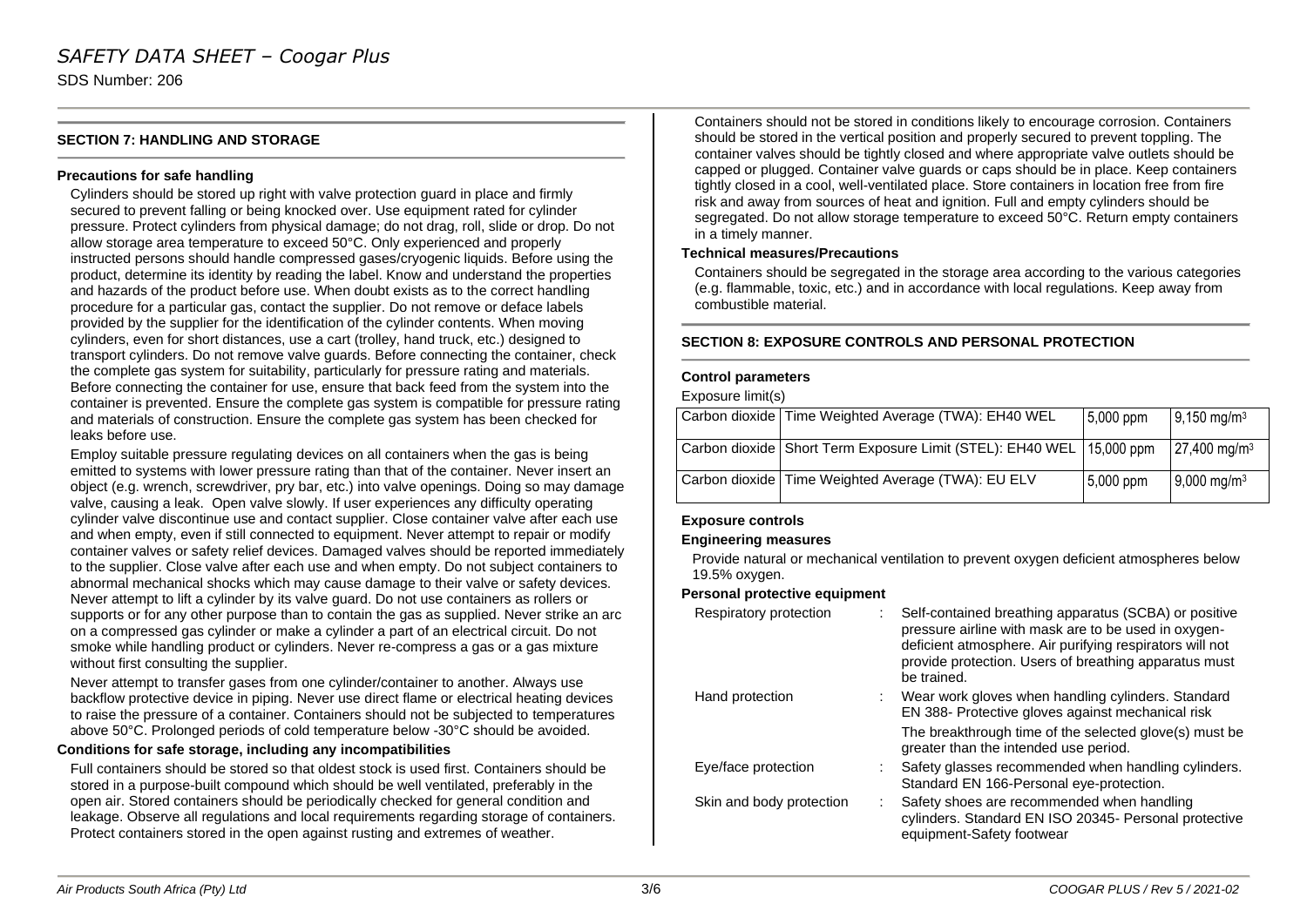## SECTION 7: HANDLING AND STORAGE

### Precautions for safe handling

Cylinders should be stored up right with valve protection guard in place and firmly secured to prevent falling or being knocked over. Use equipment rated for cylinder pressure. Protect cylinders from physical damage; do not drag, roll, slide or drop. Do not allow storage area temperature to exceed 50°C. Only experienced and properly instructed persons should handle compressed gases/cryogenic liquids. Before using the product, determine its identity by reading the label. Know and understand the properties and hazards of the product before use. When doubt exists as to the correct handling procedure for a particular gas, contact the supplier. Do not remove or deface labels provided by the supplier for the identification of the cylinder contents. When moving cylinders, even for short distances, use a cart (trolley, hand truck, etc.) designed to transport cylinders. Do not remove valve guards. Before connecting the container, check the complete gas system for suitability, particularly for pressure rating and materials. Before connecting the container for use, ensure that back feed from the system into the container is prevented. Ensure the complete gas system is compatible for pressure rating and materials of construction. Ensure the complete gas system has been checked for leaks before use.

Employ suitable pressure regulating devices on all containers when the gas is being emitted to systems with lower pressure rating than that of the container. Never insert an object (e.g. wrench, screwdriver, pry bar, etc.) into valve openings. Doing so may damage valve, causing a leak. Open valve slowly. If user experiences any difficulty operating cylinder valve discontinue use and contact supplier. Close container valve after each use and when empty, even if still connected to equipment. Never attempt to repair or modify container valves or safety relief devices. Damaged valves should be reported immediately to the supplier. Close valve after each use and when empty. Do not subject containers to abnormal mechanical shocks which may cause damage to their valve or safety devices. Never attempt to lift a cylinder by its valve guard. Do not use containers as rollers or supports or for any other purpose than to contain the gas as supplied. Never strike an arc on a compressed gas cylinder or make a cylinder a part of an electrical circuit. Do not smoke while handling product or cylinders. Never re-compress a gas or a gas mixture without first consulting the supplier.

Never attempt to transfer gases from one cylinder/container to another. Always use backflow protective device in piping. Never use direct flame or electrical heating devices to raise the pressure of a container. Containers should not be subjected to temperatures above 50°C. Prolonged periods of cold temperature below -30°C should be avoided.

### Conditions for safe storage, including any incompatibilities

Full containers should be stored so that oldest stock is used first. Containers should be stored in a purpose-built compound which should be well ventilated, preferably in the open air. Stored containers should be periodically checked for general condition and leakage. Observe all regulations and local requirements regarding storage of containers. Protect containers stored in the open against rusting and extremes of weather.

Containers should not be stored in conditions likely to encourage corrosion. Containers should be stored in the vertical position and properly secured to prevent toppling. The container valves should be tightly closed and where appropriate valve outlets should be capped or plugged. Container valve guards or caps should be in place. Keep containers tightly closed in a cool, well-ventilated place. Store containers in location free from fire risk and away from sources of heat and ignition. Full and empty cylinders should be segregated. Do not allow storage temperature to exceed 50°C. Return empty containers in a timely manner.

### Technical measures/Precautions

Containers should be segregated in the storage area according to the various categories (e.g. flammable, toxic, etc.) and in accordance with local regulations. Keep away from combustible material.

## SECTION 8: EXPOSURE CONTROLS AND PERSONAL PROTECTION

### Control parameters

Exposure limit(s)

| | | | |
|---|---|---|---|
| Carbon dioxide | Time Weighted Average (TWA): EH40 WEL | 5,000 ppm | 9,150 mg/m$^3$ |
| Carbon dioxide | Short Term Exposure Limit (STEL): EH40 WEL | 15,000 ppm | 27,400 mg/m$^3$ |
| Carbon dioxide | Time Weighted Average (TWA): EU ELV | 5,000 ppm | 9,000 mg/m$^3$ |

### Exposure controls

**Engineering measures**

Provide natural or mechanical ventilation to prevent oxygen deficient atmospheres below 19.5% oxygen.

**Personal protective equipment**

Respiratory protection : Self-contained breathing apparatus (SCBA) or positive pressure airline with mask are to be used in oxygen-deficient atmosphere. Air purifying respirators will not provide protection. Users of breathing apparatus must be trained.

Hand protection : Wear work gloves when handling cylinders. Standard EN 388- Protective gloves against mechanical risk

The breakthrough time of the selected glove(s) must be greater than the intended use period.

Eye/face protection : Safety glasses recommended when handling cylinders. Standard EN 166-Personal eye-protection.

Skin and body protection : Safety shoes are recommended when handling cylinders. Standard EN ISO 20345- Personal protective equipment-Safety footwear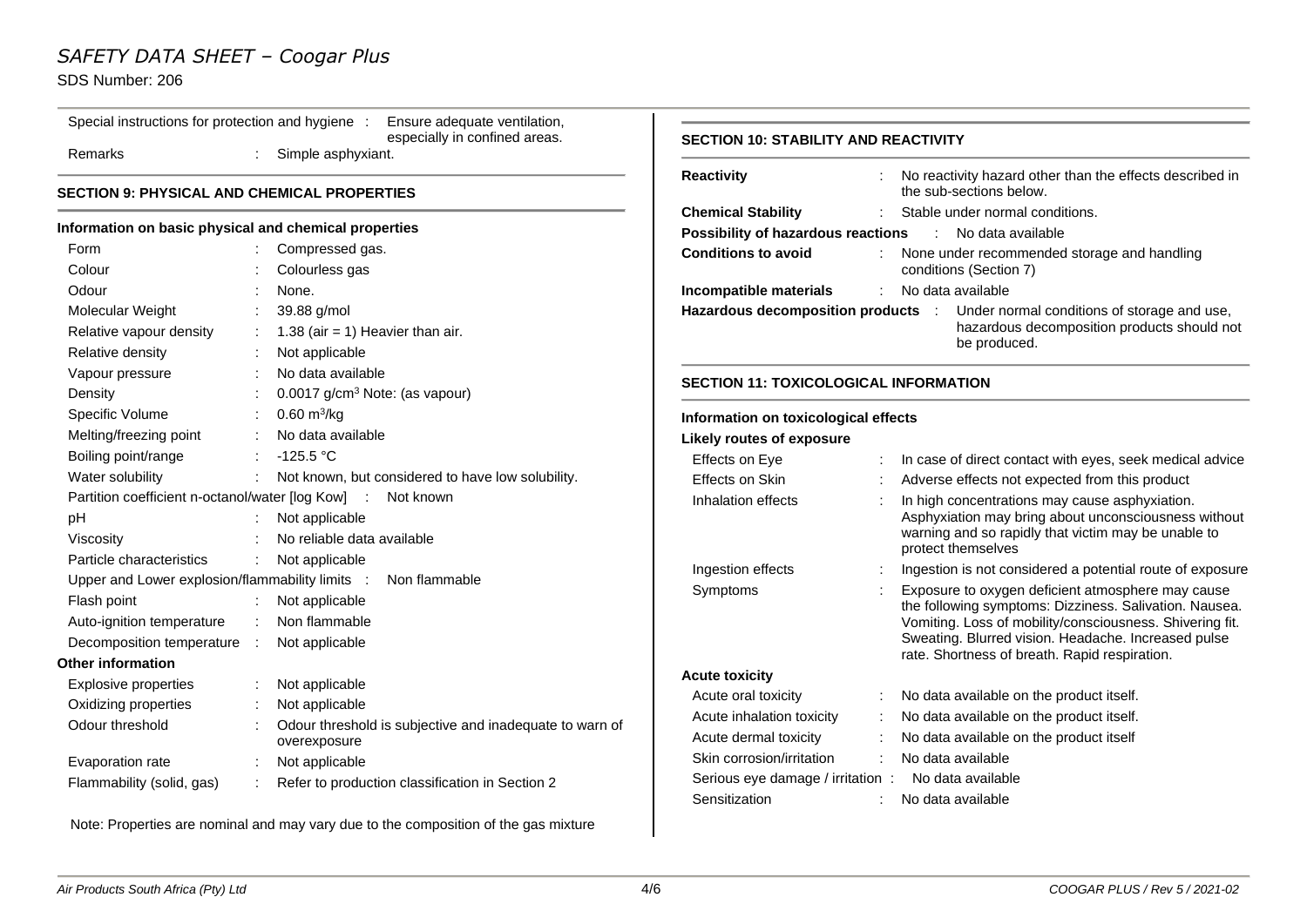| | | |
|---|---|---|
| Special instructions for protection and hygiene | : | Ensure adequate ventilation, especially in confined areas. |
| Remarks | : | Simple asphyxiant. |

## SECTION 9: PHYSICAL AND CHEMICAL PROPERTIES

### Information on basic physical and chemical properties

| | | |
|---|---|---|
| Form | : | Compressed gas. |
| Colour | : | Colourless gas |
| Odour | : | None. |
| Molecular Weight | : | 39.88 g/mol |
| Relative vapour density | : | 1.38 (air = 1) Heavier than air. |
| Relative density | : | Not applicable |
| Vapour pressure | : | No data available |
| Density | : | 0.0017 g/cm$^3$ Note: (as vapour) |
| Specific Volume | : | 0.60 m$^3$/kg |
| Melting/freezing point | : | No data available |
| Boiling point/range | : | -125.5 °C |
| Water solubility | : | Not known, but considered to have low solubility. |
| Partition coefficient n-octanol/water [log Kow] | : | Not known |
| pH | : | Not applicable |
| Viscosity | : | No reliable data available |
| Particle characteristics | : | Not applicable |
| Upper and Lower explosion/flammability limits | : | Non flammable |
| Flash point | : | Not applicable |
| Auto-ignition temperature | : | Non flammable |
| Decomposition temperature | : | Not applicable |

### Other information

| | | |
|---|---|---|
| Explosive properties | : | Not applicable |
| Oxidizing properties | : | Not applicable |
| Odour threshold | : | Odour threshold is subjective and inadequate to warn of overexposure |
| Evaporation rate | : | Not applicable |
| Flammability (solid, gas) | : | Refer to production classification in Section 2 |

Note: Properties are nominal and may vary due to the composition of the gas mixture

## SECTION 10: STABILITY AND REACTIVITY

| | | |
|---|---|---|
| **Reactivity** | : | No reactivity hazard other than the effects described in the sub-sections below. |
| **Chemical Stability** | : | Stable under normal conditions. |
| **Possibility of hazardous reactions** | : | No data available |
| **Conditions to avoid** | : | None under recommended storage and handling conditions (Section 7) |
| **Incompatible materials** | : | No data available |
| **Hazardous decomposition products** | : | Under normal conditions of storage and use, hazardous decomposition products should not be produced. |

## SECTION 11: TOXICOLOGICAL INFORMATION

### Information on toxicological effects

**Likely routes of exposure**

| | | |
|---|---|---|
| Effects on Eye | : | In case of direct contact with eyes, seek medical advice |
| Effects on Skin | : | Adverse effects not expected from this product |
| Inhalation effects | : | In high concentrations may cause asphyxiation. Asphyxiation may bring about unconsciousness without warning and so rapidly that victim may be unable to protect themselves |
| Ingestion effects | : | Ingestion is not considered a potential route of exposure |
| Symptoms | : | Exposure to oxygen deficient atmosphere may cause the following symptoms: Dizziness. Salivation. Nausea. Vomiting. Loss of mobility/consciousness. Shivering fit. Sweating. Blurred vision. Headache. Increased pulse rate. Shortness of breath. Rapid respiration. |

**Acute toxicity**

| | | |
|---|---|---|
| Acute oral toxicity | : | No data available on the product itself. |
| Acute inhalation toxicity | : | No data available on the product itself. |
| Acute dermal toxicity | : | No data available on the product itself |
| Skin corrosion/irritation | : | No data available |
| Serious eye damage / irritation | : | No data available |
| Sensitization | : | No data available |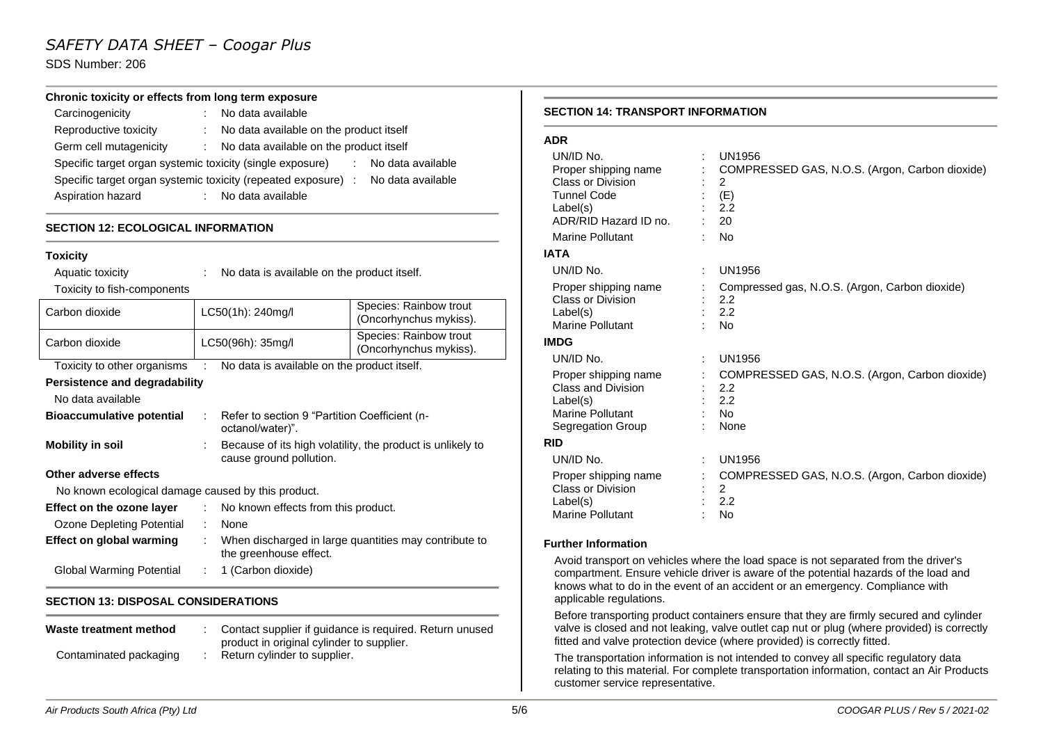**Chronic toxicity or effects from long term exposure**

| | | |
|---|---|---|
| Carcinogenicity | : | No data available |
| Reproductive toxicity | : | No data available on the product itself |
| Germ cell mutagenicity | : | No data available on the product itself |
| Specific target organ systemic toxicity (single exposure) | : | No data available |
| Specific target organ systemic toxicity (repeated exposure) | : | No data available |
| Aspiration hazard | : | No data available |

## SECTION 12: ECOLOGICAL INFORMATION

**Toxicity**

Aquatic toxicity : No data is available on the product itself.

Toxicity to fish-components

| | | |
|---|---|---|
| Carbon dioxide | LC50(1h): 240mg/l | Species: Rainbow trout (Oncorhynchus mykiss). |
| Carbon dioxide | LC50(96h): 35mg/l | Species: Rainbow trout (Oncorhynchus mykiss). |

Toxicity to other organisms : No data is available on the product itself.

**Persistence and degradability**

No data available

**Bioaccumulative potential** : Refer to section 9 "Partition Coefficient (n-octanol/water)".

**Mobility in soil** : Because of its high volatility, the product is unlikely to cause ground pollution.

**Other adverse effects**

No known ecological damage caused by this product.

**Effect on the ozone layer** : No known effects from this product.

Ozone Depleting Potential : None

**Effect on global warming** : When discharged in large quantities may contribute to the greenhouse effect.

Global Warming Potential : 1 (Carbon dioxide)

## SECTION 13: DISPOSAL CONSIDERATIONS

**Waste treatment method** : Contact supplier if guidance is required. Return unused product in original cylinder to supplier.

Contaminated packaging : Return cylinder to supplier.

## SECTION 14: TRANSPORT INFORMATION

**ADR**

| | | |
|---|---|---|
| UN/ID No. | : | UN1956 |
| Proper shipping name | : | COMPRESSED GAS, N.O.S. (Argon, Carbon dioxide) |
| Class or Division | : | 2 |
| Tunnel Code | : | (E) |
| Label(s) | : | 2.2 |
| ADR/RID Hazard ID no. | : | 20 |
| Marine Pollutant | : | No |

**IATA**

| | | |
|---|---|---|
| UN/ID No. | : | UN1956 |
| Proper shipping name | : | Compressed gas, N.O.S. (Argon, Carbon dioxide) |
| Class or Division | : | 2.2 |
| Label(s) | : | 2.2 |
| Marine Pollutant | : | No |

**IMDG**

| | | |
|---|---|---|
| UN/ID No. | : | UN1956 |
| Proper shipping name | : | COMPRESSED GAS, N.O.S. (Argon, Carbon dioxide) |
| Class and Division | : | 2.2 |
| Label(s) | : | 2.2 |
| Marine Pollutant | : | No |
| Segregation Group | : | None |

**RID**

| | | |
|---|---|---|
| UN/ID No. | : | UN1956 |
| Proper shipping name | : | COMPRESSED GAS, N.O.S. (Argon, Carbon dioxide) |
| Class or Division | : | 2 |
| Label(s) | : | 2.2 |
| Marine Pollutant | : | No |

**Further Information**

Avoid transport on vehicles where the load space is not separated from the driver's compartment. Ensure vehicle driver is aware of the potential hazards of the load and knows what to do in the event of an accident or an emergency. Compliance with applicable regulations.

Before transporting product containers ensure that they are firmly secured and cylinder valve is closed and not leaking, valve outlet cap nut or plug (where provided) is correctly fitted and valve protection device (where provided) is correctly fitted.

The transportation information is not intended to convey all specific regulatory data relating to this material. For complete transportation information, contact an Air Products customer service representative.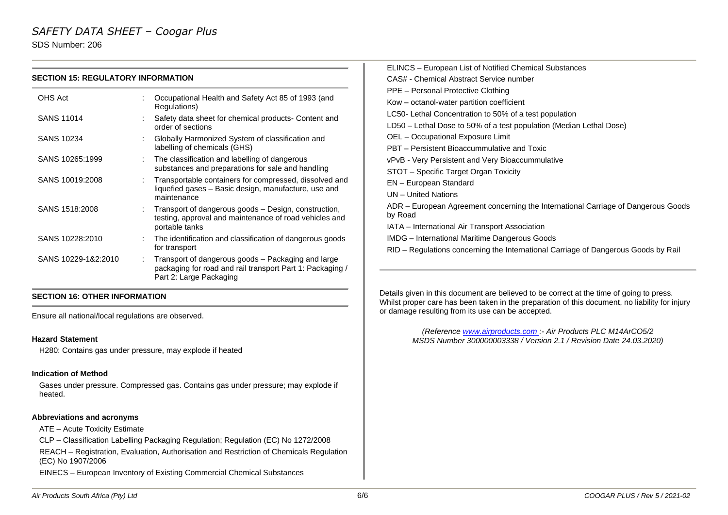## SECTION 15: REGULATORY INFORMATION

| | | |
|---|---|---|
| OHS Act | : | Occupational Health and Safety Act 85 of 1993 (and Regulations) |
| SANS 11014 | : | Safety data sheet for chemical products- Content and order of sections |
| SANS 10234 | : | Globally Harmonized System of classification and labelling of chemicals (GHS) |
| SANS 10265:1999 | : | The classification and labelling of dangerous substances and preparations for sale and handling |
| SANS 10019:2008 | : | Transportable containers for compressed, dissolved and liquefied gases – Basic design, manufacture, use and maintenance |
| SANS 1518:2008 | : | Transport of dangerous goods – Design, construction, testing, approval and maintenance of road vehicles and portable tanks |
| SANS 10228:2010 | : | The identification and classification of dangerous goods for transport |
| SANS 10229-1&2:2010 | : | Transport of dangerous goods – Packaging and large packaging for road and rail transport Part 1: Packaging / Part 2: Large Packaging |

## SECTION 16: OTHER INFORMATION

Ensure all national/local regulations are observed.

**Hazard Statement**

H280: Contains gas under pressure, may explode if heated

**Indication of Method**

Gases under pressure. Compressed gas. Contains gas under pressure; may explode if heated.

**Abbreviations and acronyms**

ATE – Acute Toxicity Estimate

CLP – Classification Labelling Packaging Regulation; Regulation (EC) No 1272/2008

REACH – Registration, Evaluation, Authorisation and Restriction of Chemicals Regulation (EC) No 1907/2006

EINECS – European Inventory of Existing Commercial Chemical Substances

ELINCS – European List of Notified Chemical Substances

CAS# - Chemical Abstract Service number

PPE – Personal Protective Clothing

Kow – octanol-water partition coefficient

LC50- Lethal Concentration to 50% of a test population

LD50 – Lethal Dose to 50% of a test population (Median Lethal Dose)

OEL – Occupational Exposure Limit

PBT – Persistent Bioaccummulative and Toxic

vPvB - Very Persistent and Very Bioaccummulative

STOT – Specific Target Organ Toxicity

EN – European Standard

UN – United Nations

ADR – European Agreement concerning the International Carriage of Dangerous Goods by Road

IATA – International Air Transport Association

IMDG – International Maritime Dangerous Goods

RID – Regulations concerning the International Carriage of Dangerous Goods by Rail

Details given in this document are believed to be correct at the time of going to press. Whilst proper care has been taken in the preparation of this document, no liability for injury or damage resulting from its use can be accepted.

*(Reference www.airproducts.com :- Air Products PLC M14ArCO5/2 MSDS Number 300000003338 / Version 2.1 / Revision Date 24.03.2020)*